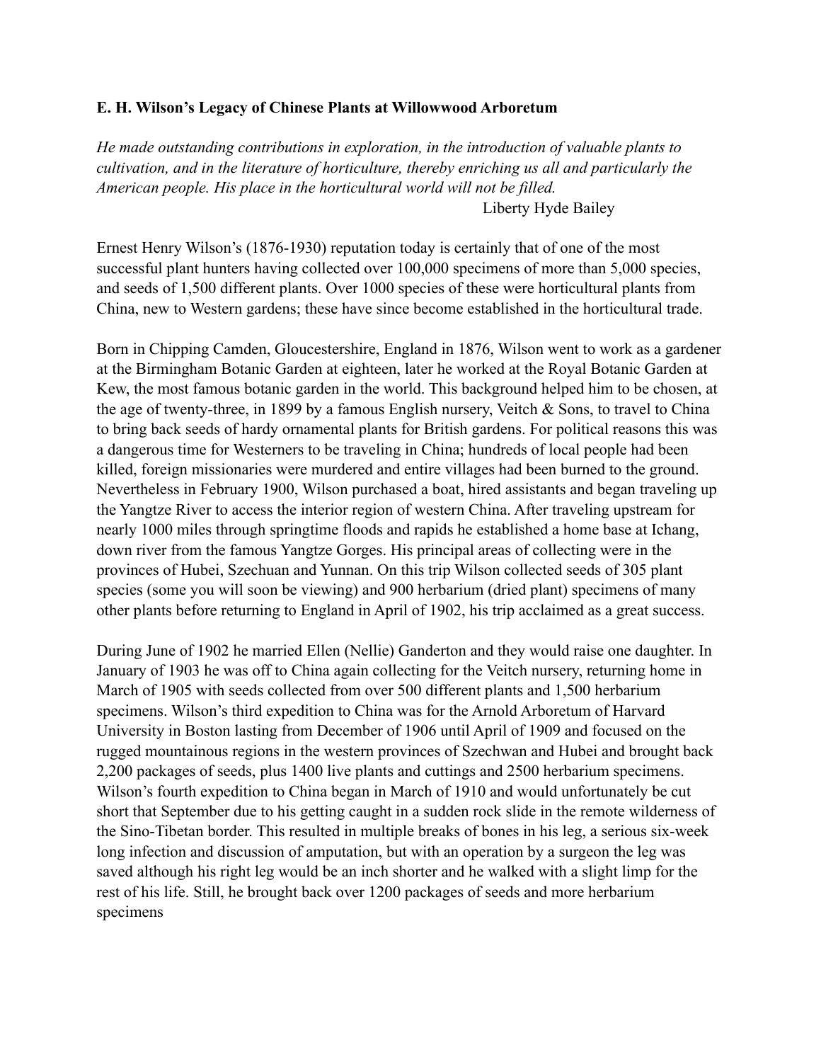**E. H. Wilson's Legacy of Chinese Plants at Willowwood Arboretum**

*He made outstanding contributions in exploration, in the introduction of valuable plants to cultivation, and in the literature of horticulture, thereby enriching us all and particularly the American people. His place in the horticultural world will not be filled.*

Liberty Hyde Bailey

Ernest Henry Wilson's (1876-1930) reputation today is certainly that of one of the most successful plant hunters having collected over 100,000 specimens of more than 5,000 species, and seeds of 1,500 different plants. Over 1000 species of these were horticultural plants from China, new to Western gardens; these have since become established in the horticultural trade.

Born in Chipping Camden, Gloucestershire, England in 1876, Wilson went to work as a gardener at the Birmingham Botanic Garden at eighteen, later he worked at the Royal Botanic Garden at Kew, the most famous botanic garden in the world. This background helped him to be chosen, at the age of twenty-three, in 1899 by a famous English nursery, Veitch & Sons, to travel to China to bring back seeds of hardy ornamental plants for British gardens. For political reasons this was a dangerous time for Westerners to be traveling in China; hundreds of local people had been killed, foreign missionaries were murdered and entire villages had been burned to the ground. Nevertheless in February 1900, Wilson purchased a boat, hired assistants and began traveling up the Yangtze River to access the interior region of western China. After traveling upstream for nearly 1000 miles through springtime floods and rapids he established a home base at Ichang, down river from the famous Yangtze Gorges. His principal areas of collecting were in the provinces of Hubei, Szechuan and Yunnan. On this trip Wilson collected seeds of 305 plant species (some you will soon be viewing) and 900 herbarium (dried plant) specimens of many other plants before returning to England in April of 1902, his trip acclaimed as a great success.

During June of 1902 he married Ellen (Nellie) Ganderton and they would raise one daughter. In January of 1903 he was off to China again collecting for the Veitch nursery, returning home in March of 1905 with seeds collected from over 500 different plants and 1,500 herbarium specimens. Wilson's third expedition to China was for the Arnold Arboretum of Harvard University in Boston lasting from December of 1906 until April of 1909 and focused on the rugged mountainous regions in the western provinces of Szechwan and Hubei and brought back 2,200 packages of seeds, plus 1400 live plants and cuttings and 2500 herbarium specimens. Wilson's fourth expedition to China began in March of 1910 and would unfortunately be cut short that September due to his getting caught in a sudden rock slide in the remote wilderness of the Sino-Tibetan border. This resulted in multiple breaks of bones in his leg, a serious six-week long infection and discussion of amputation, but with an operation by a surgeon the leg was saved although his right leg would be an inch shorter and he walked with a slight limp for the rest of his life. Still, he brought back over 1200 packages of seeds and more herbarium specimens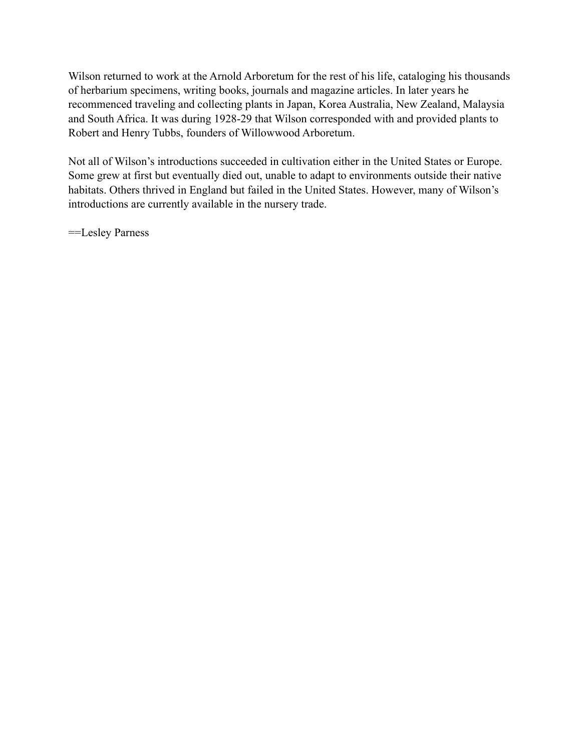Wilson returned to work at the Arnold Arboretum for the rest of his life, cataloging his thousands of herbarium specimens, writing books, journals and magazine articles. In later years he recommenced traveling and collecting plants in Japan, Korea Australia, New Zealand, Malaysia and South Africa. It was during 1928-29 that Wilson corresponded with and provided plants to Robert and Henry Tubbs, founders of Willowwood Arboretum.

Not all of Wilson's introductions succeeded in cultivation either in the United States or Europe. Some grew at first but eventually died out, unable to adapt to environments outside their native habitats. Others thrived in England but failed in the United States. However, many of Wilson's introductions are currently available in the nursery trade.

==Lesley Parness